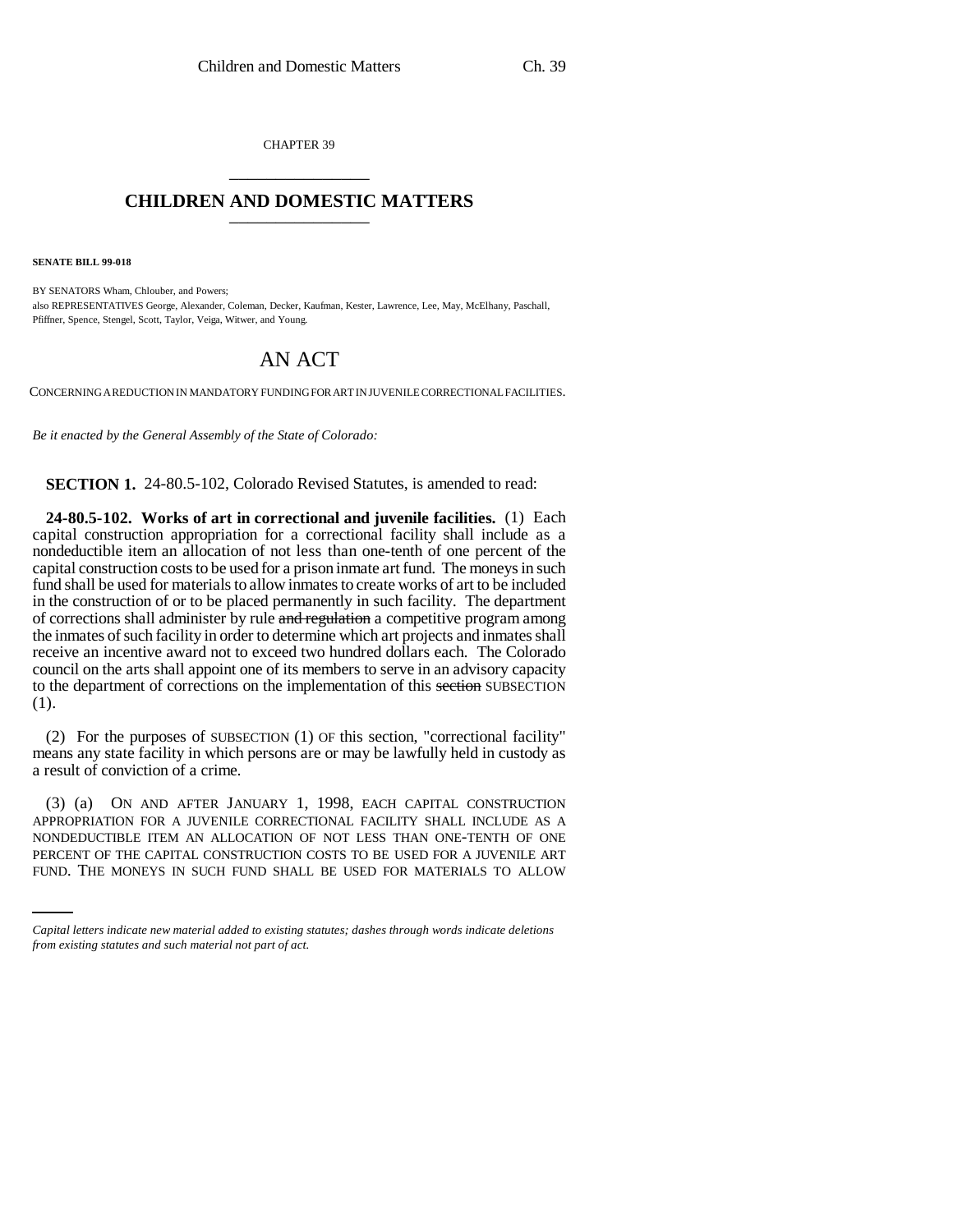CHAPTER 39

# CHILDREN AND DOMESTIC MATTERS

**SENATE BILL 99-018**

BY SENATORS Wham, Chlouber, and Powers;
also REPRESENTATIVES George, Alexander, Coleman, Decker, Kaufman, Kester, Lawrence, Lee, May, McElhany, Paschall, Pfiffner, Spence, Stengel, Scott, Taylor, Veiga, Witwer, and Young.

# AN ACT

CONCERNING A REDUCTION IN MANDATORY FUNDING FOR ART IN JUVENILE CORRECTIONAL FACILITIES.

*Be it enacted by the General Assembly of the State of Colorado:*

**SECTION 1.** 24-80.5-102, Colorado Revised Statutes, is amended to read:

**24-80.5-102. Works of art in correctional and juvenile facilities.** (1) Each capital construction appropriation for a correctional facility shall include as a nondeductible item an allocation of not less than one-tenth of one percent of the capital construction costs to be used for a prison inmate art fund. The moneys in such fund shall be used for materials to allow inmates to create works of art to be included in the construction of or to be placed permanently in such facility. The department of corrections shall administer by rule ~~and regulation~~ a competitive program among the inmates of such facility in order to determine which art projects and inmates shall receive an incentive award not to exceed two hundred dollars each. The Colorado council on the arts shall appoint one of its members to serve in an advisory capacity to the department of corrections on the implementation of this ~~section~~ SUBSECTION (1).

(2) For the purposes of SUBSECTION (1) OF this section, "correctional facility" means any state facility in which persons are or may be lawfully held in custody as a result of conviction of a crime.

(3) (a) ON AND AFTER JANUARY 1, 1998, EACH CAPITAL CONSTRUCTION APPROPRIATION FOR A JUVENILE CORRECTIONAL FACILITY SHALL INCLUDE AS A NONDEDUCTIBLE ITEM AN ALLOCATION OF NOT LESS THAN ONE-TENTH OF ONE PERCENT OF THE CAPITAL CONSTRUCTION COSTS TO BE USED FOR A JUVENILE ART FUND. THE MONEYS IN SUCH FUND SHALL BE USED FOR MATERIALS TO ALLOW

*Capital letters indicate new material added to existing statutes; dashes through words indicate deletions from existing statutes and such material not part of act.*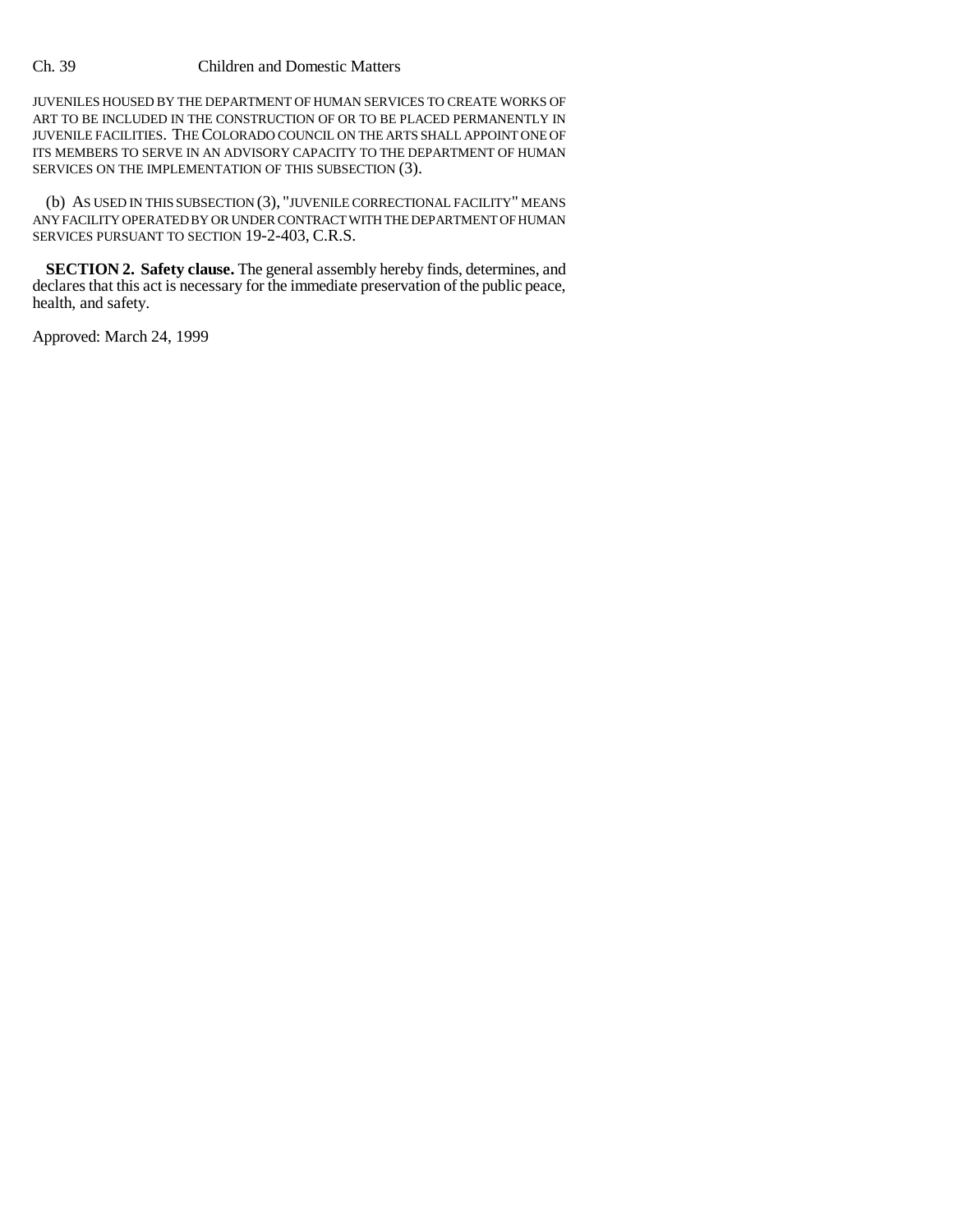JUVENILES HOUSED BY THE DEPARTMENT OF HUMAN SERVICES TO CREATE WORKS OF ART TO BE INCLUDED IN THE CONSTRUCTION OF OR TO BE PLACED PERMANENTLY IN JUVENILE FACILITIES. THE COLORADO COUNCIL ON THE ARTS SHALL APPOINT ONE OF ITS MEMBERS TO SERVE IN AN ADVISORY CAPACITY TO THE DEPARTMENT OF HUMAN SERVICES ON THE IMPLEMENTATION OF THIS SUBSECTION (3).

(b) AS USED IN THIS SUBSECTION (3), "JUVENILE CORRECTIONAL FACILITY" MEANS ANY FACILITY OPERATED BY OR UNDER CONTRACT WITH THE DEPARTMENT OF HUMAN SERVICES PURSUANT TO SECTION 19-2-403, C.R.S.

**SECTION 2. Safety clause.** The general assembly hereby finds, determines, and declares that this act is necessary for the immediate preservation of the public peace, health, and safety.

Approved: March 24, 1999